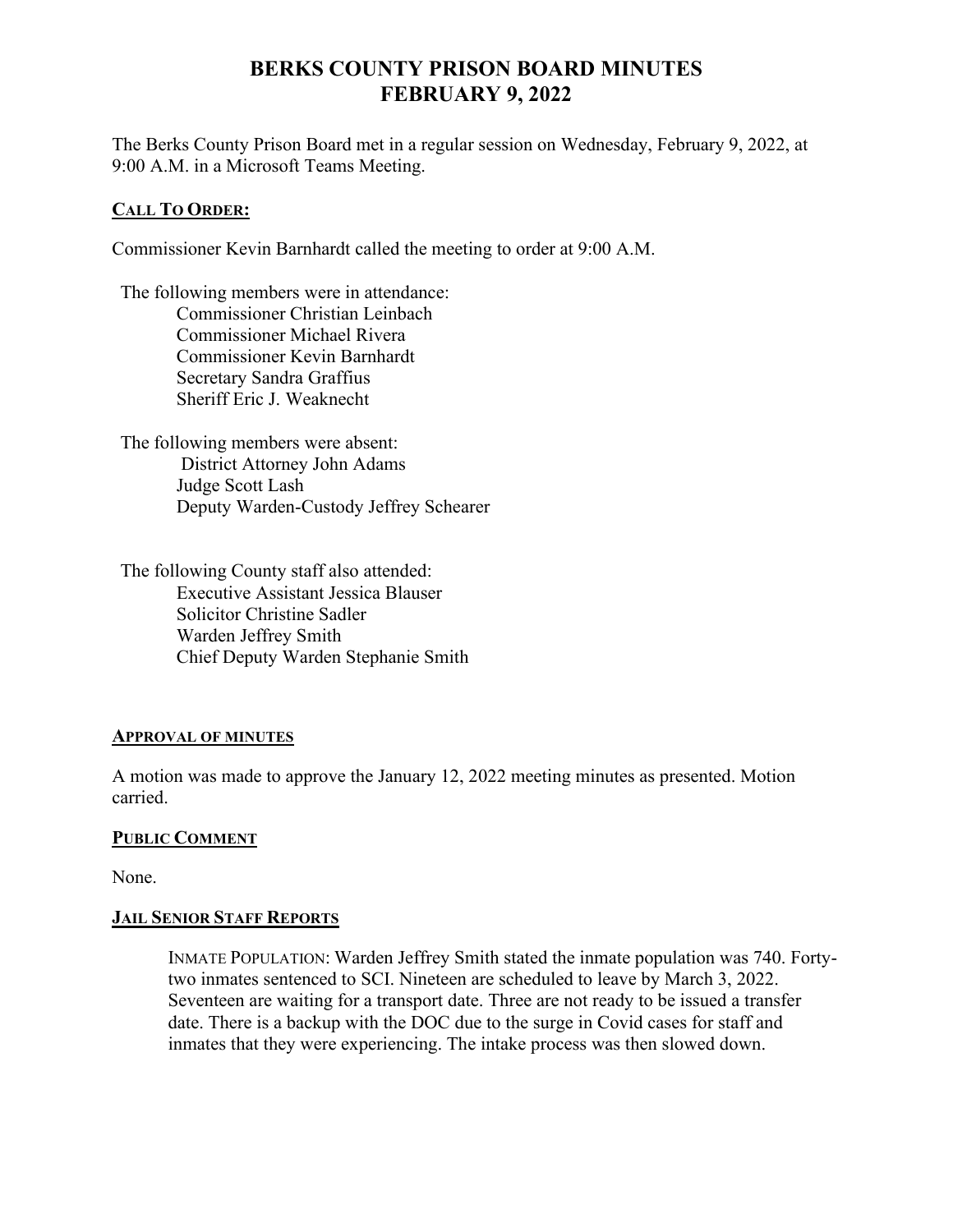# BERKS COUNTY PRISON BOARD MINUTES
# FEBRUARY 9, 2022

The Berks County Prison Board met in a regular session on Wednesday, February 9, 2022, at 9:00 A.M. in a Microsoft Teams Meeting.

## CALL TO ORDER:

Commissioner Kevin Barnhardt called the meeting to order at 9:00 A.M.

The following members were in attendance:
- Commissioner Christian Leinbach
- Commissioner Michael Rivera
- Commissioner Kevin Barnhardt
- Secretary Sandra Graffius
- Sheriff Eric J. Weaknecht

The following members were absent:
- District Attorney John Adams
- Judge Scott Lash
- Deputy Warden-Custody Jeffrey Schearer

The following County staff also attended:
- Executive Assistant Jessica Blauser
- Solicitor Christine Sadler
- Warden Jeffrey Smith
- Chief Deputy Warden Stephanie Smith

## APPROVAL OF MINUTES

A motion was made to approve the January 12, 2022 meeting minutes as presented. Motion carried.

## PUBLIC COMMENT

None.

## JAIL SENIOR STAFF REPORTS

INMATE POPULATION: Warden Jeffrey Smith stated the inmate population was 740. Forty-two inmates sentenced to SCI. Nineteen are scheduled to leave by March 3, 2022. Seventeen are waiting for a transport date. Three are not ready to be issued a transfer date. There is a backup with the DOC due to the surge in Covid cases for staff and inmates that they were experiencing. The intake process was then slowed down.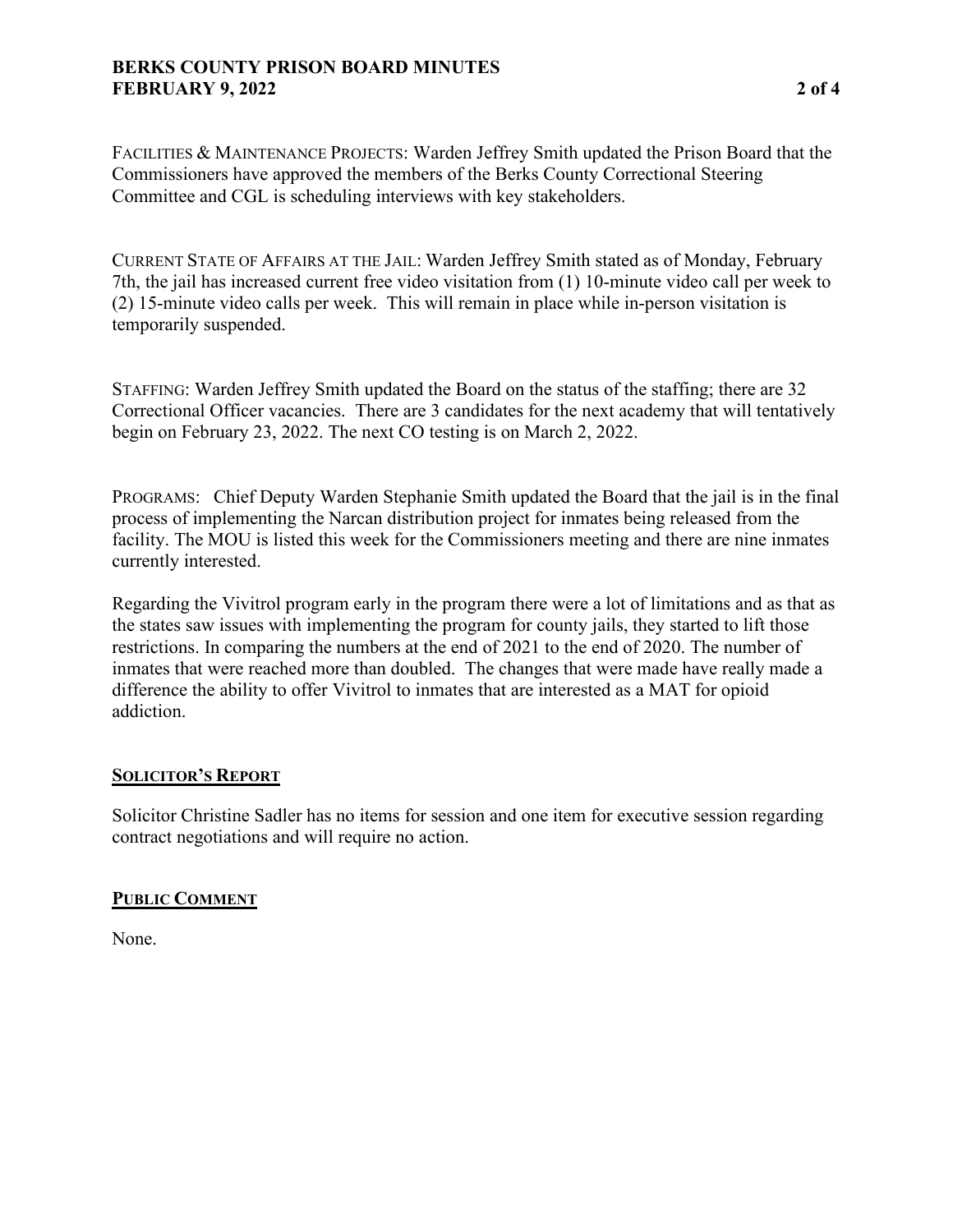FACILITIES & MAINTENANCE PROJECTS: Warden Jeffrey Smith updated the Prison Board that the Commissioners have approved the members of the Berks County Correctional Steering Committee and CGL is scheduling interviews with key stakeholders.

CURRENT STATE OF AFFAIRS AT THE JAIL: Warden Jeffrey Smith stated as of Monday, February 7th, the jail has increased current free video visitation from (1) 10-minute video call per week to (2) 15-minute video calls per week. This will remain in place while in-person visitation is temporarily suspended.

STAFFING: Warden Jeffrey Smith updated the Board on the status of the staffing; there are 32 Correctional Officer vacancies. There are 3 candidates for the next academy that will tentatively begin on February 23, 2022. The next CO testing is on March 2, 2022.

PROGRAMS: Chief Deputy Warden Stephanie Smith updated the Board that the jail is in the final process of implementing the Narcan distribution project for inmates being released from the facility. The MOU is listed this week for the Commissioners meeting and there are nine inmates currently interested.

Regarding the Vivitrol program early in the program there were a lot of limitations and as that as the states saw issues with implementing the program for county jails, they started to lift those restrictions. In comparing the numbers at the end of 2021 to the end of 2020. The number of inmates that were reached more than doubled. The changes that were made have really made a difference the ability to offer Vivitrol to inmates that are interested as a MAT for opioid addiction.

## SOLICITOR'S REPORT

Solicitor Christine Sadler has no items for session and one item for executive session regarding contract negotiations and will require no action.

## PUBLIC COMMENT

None.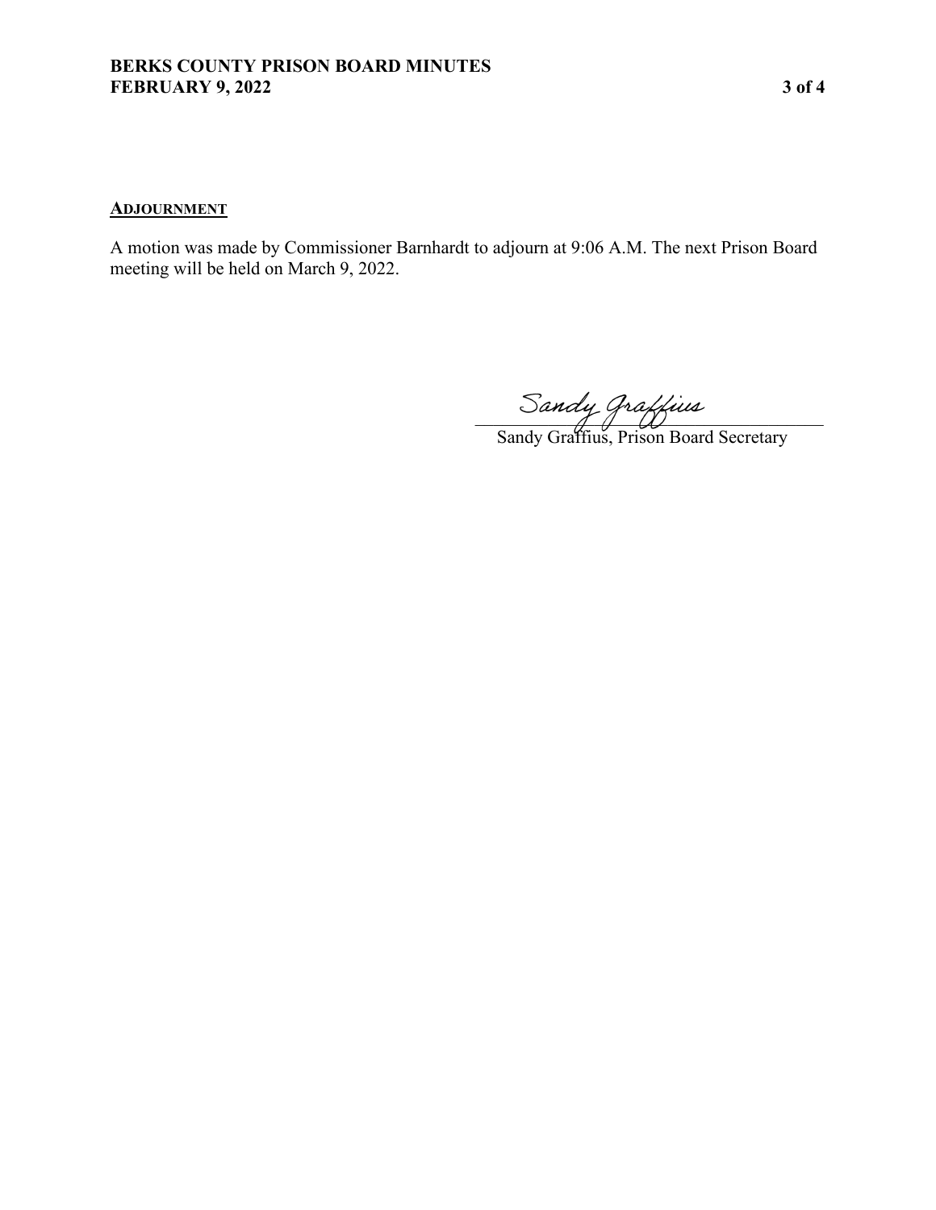## ADJOURNMENT

A motion was made by Commissioner Barnhardt to adjourn at 9:06 A.M. The next Prison Board meeting will be held on March 9, 2022.

Sandy Graffius

Sandy Graffius, Prison Board Secretary